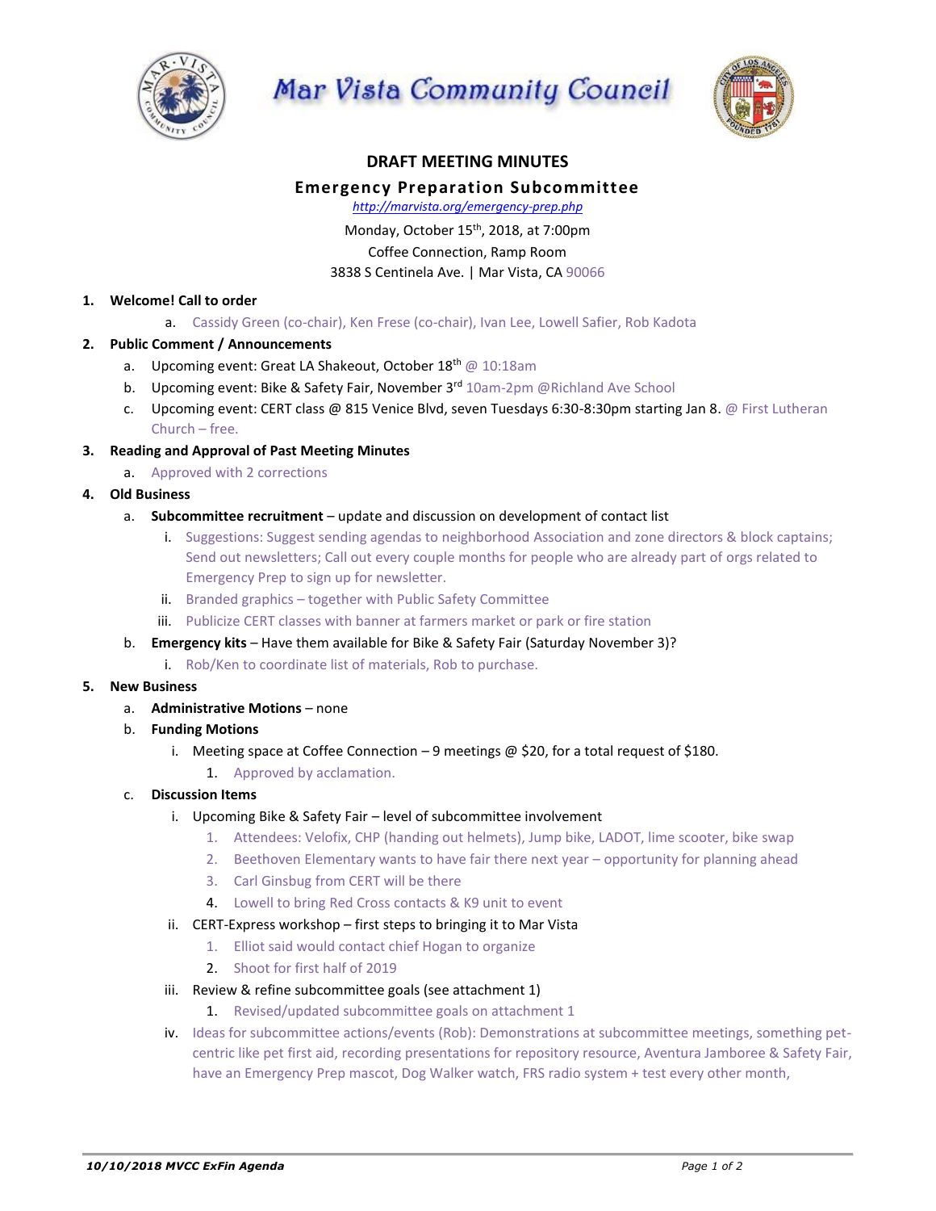Mar Vista Community Council

## DRAFT MEETING MINUTES

### Emergency Preparation Subcommittee

http://marvista.org/emergency-prep.php

Monday, October 15th, 2018, at 7:00pm
Coffee Connection, Ramp Room
3838 S Centinela Ave. | Mar Vista, CA 90066

1. **Welcome! Call to order**
   a. Cassidy Green (co-chair), Ken Frese (co-chair), Ivan Lee, Lowell Safier, Rob Kadota
2. **Public Comment / Announcements**
   a. Upcoming event: Great LA Shakeout, October 18th @ 10:18am
   b. Upcoming event: Bike & Safety Fair, November 3rd 10am-2pm @Richland Ave School
   c. Upcoming event: CERT class @ 815 Venice Blvd, seven Tuesdays 6:30-8:30pm starting Jan 8. @ First Lutheran Church – free.
3. **Reading and Approval of Past Meeting Minutes**
   a. Approved with 2 corrections
4. **Old Business**
   a. **Subcommittee recruitment** – update and discussion on development of contact list
      i. Suggestions: Suggest sending agendas to neighborhood Association and zone directors & block captains; Send out newsletters; Call out every couple months for people who are already part of orgs related to Emergency Prep to sign up for newsletter.
      ii. Branded graphics – together with Public Safety Committee
      iii. Publicize CERT classes with banner at farmers market or park or fire station
   b. **Emergency kits** – Have them available for Bike & Safety Fair (Saturday November 3)?
      i. Rob/Ken to coordinate list of materials, Rob to purchase.
5. **New Business**
   a. **Administrative Motions** – none
   b. **Funding Motions**
      i. Meeting space at Coffee Connection – 9 meetings @ $20, for a total request of $180.
         1. Approved by acclamation.
   c. **Discussion Items**
      i. Upcoming Bike & Safety Fair – level of subcommittee involvement
         1. Attendees: Velofix, CHP (handing out helmets), Jump bike, LADOT, lime scooter, bike swap
         2. Beethoven Elementary wants to have fair there next year – opportunity for planning ahead
         3. Carl Ginsbug from CERT will be there
         4. Lowell to bring Red Cross contacts & K9 unit to event
      ii. CERT-Express workshop – first steps to bringing it to Mar Vista
         1. Elliot said would contact chief Hogan to organize
         2. Shoot for first half of 2019
      iii. Review & refine subcommittee goals (see attachment 1)
         1. Revised/updated subcommittee goals on attachment 1
      iv. Ideas for subcommittee actions/events (Rob): Demonstrations at subcommittee meetings, something pet-centric like pet first aid, recording presentations for repository resource, Aventura Jamboree & Safety Fair, have an Emergency Prep mascot, Dog Walker watch, FRS radio system + test every other month,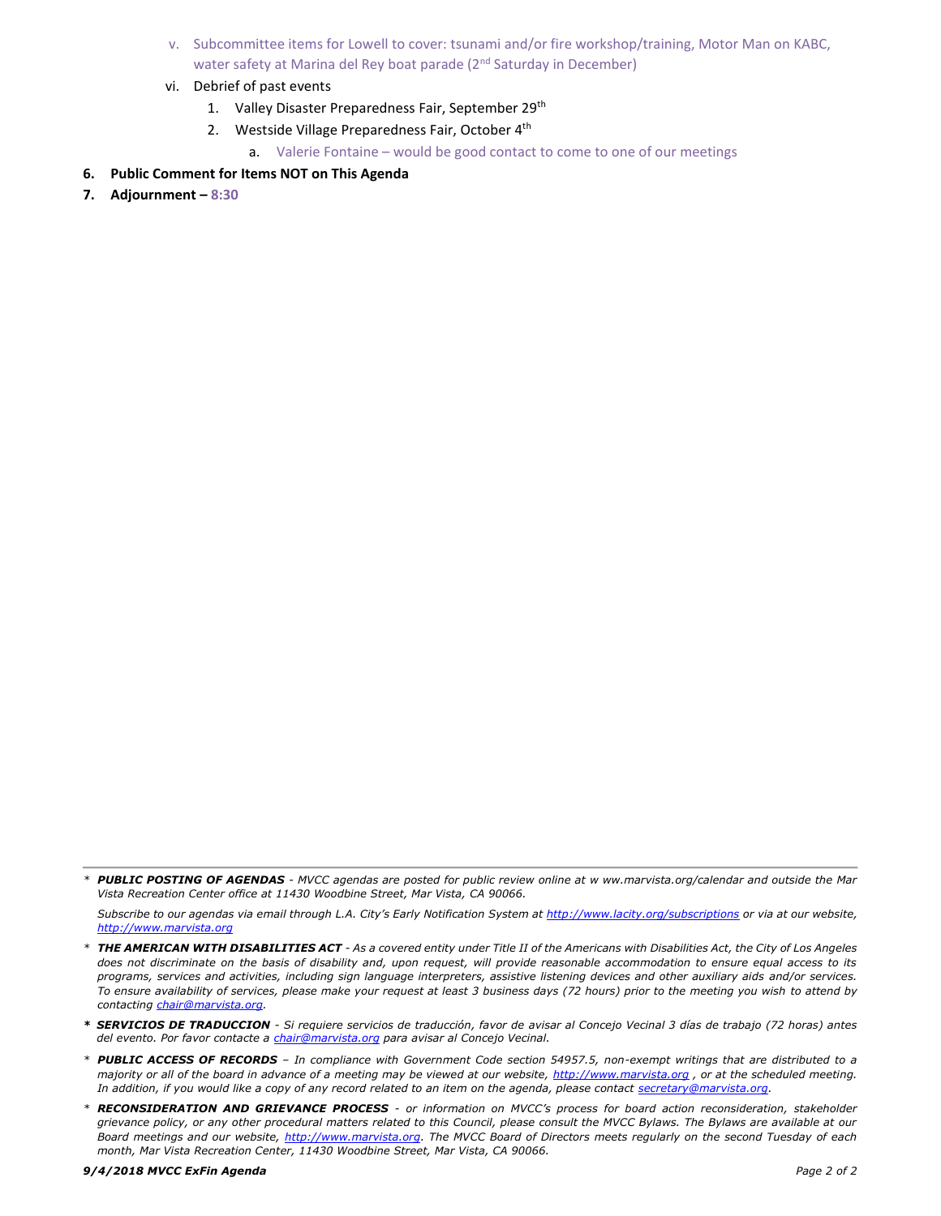v. Subcommittee items for Lowell to cover: tsunami and/or fire workshop/training, Motor Man on KABC, water safety at Marina del Rey boat parade (2nd Saturday in December)

vi. Debrief of past events

1. Valley Disaster Preparedness Fair, September 29th
2. Westside Village Preparedness Fair, October 4th
   a. Valerie Fontaine – would be good contact to come to one of our meetings

**6. Public Comment for Items NOT on This Agenda**

**7. Adjournment – 8:30**

---

\* ***PUBLIC POSTING OF AGENDAS*** *- MVCC agendas are posted for public review online at w ww.marvista.org/calendar and outside the Mar Vista Recreation Center office at 11430 Woodbine Street, Mar Vista, CA 90066.*

*Subscribe to our agendas via email through L.A. City's Early Notification System at http://www.lacity.org/subscriptions or via at our website, http://www.marvista.org*

\* ***THE AMERICAN WITH DISABILITIES ACT*** *- As a covered entity under Title II of the Americans with Disabilities Act, the City of Los Angeles does not discriminate on the basis of disability and, upon request, will provide reasonable accommodation to ensure equal access to its programs, services and activities, including sign language interpreters, assistive listening devices and other auxiliary aids and/or services. To ensure availability of services, please make your request at least 3 business days (72 hours) prior to the meeting you wish to attend by contacting chair@marvista.org.*

\* ***SERVICIOS DE TRADUCCION*** *- Si requiere servicios de traducción, favor de avisar al Concejo Vecinal 3 días de trabajo (72 horas) antes del evento. Por favor contacte a chair@marvista.org para avisar al Concejo Vecinal.*

\* ***PUBLIC ACCESS OF RECORDS*** *– In compliance with Government Code section 54957.5, non-exempt writings that are distributed to a majority or all of the board in advance of a meeting may be viewed at our website, http://www.marvista.org , or at the scheduled meeting. In addition, if you would like a copy of any record related to an item on the agenda, please contact secretary@marvista.org.*

\* ***RECONSIDERATION AND GRIEVANCE PROCESS*** *- or information on MVCC's process for board action reconsideration, stakeholder grievance policy, or any other procedural matters related to this Council, please consult the MVCC Bylaws. The Bylaws are available at our Board meetings and our website, http://www.marvista.org. The MVCC Board of Directors meets regularly on the second Tuesday of each month, Mar Vista Recreation Center, 11430 Woodbine Street, Mar Vista, CA 90066.*